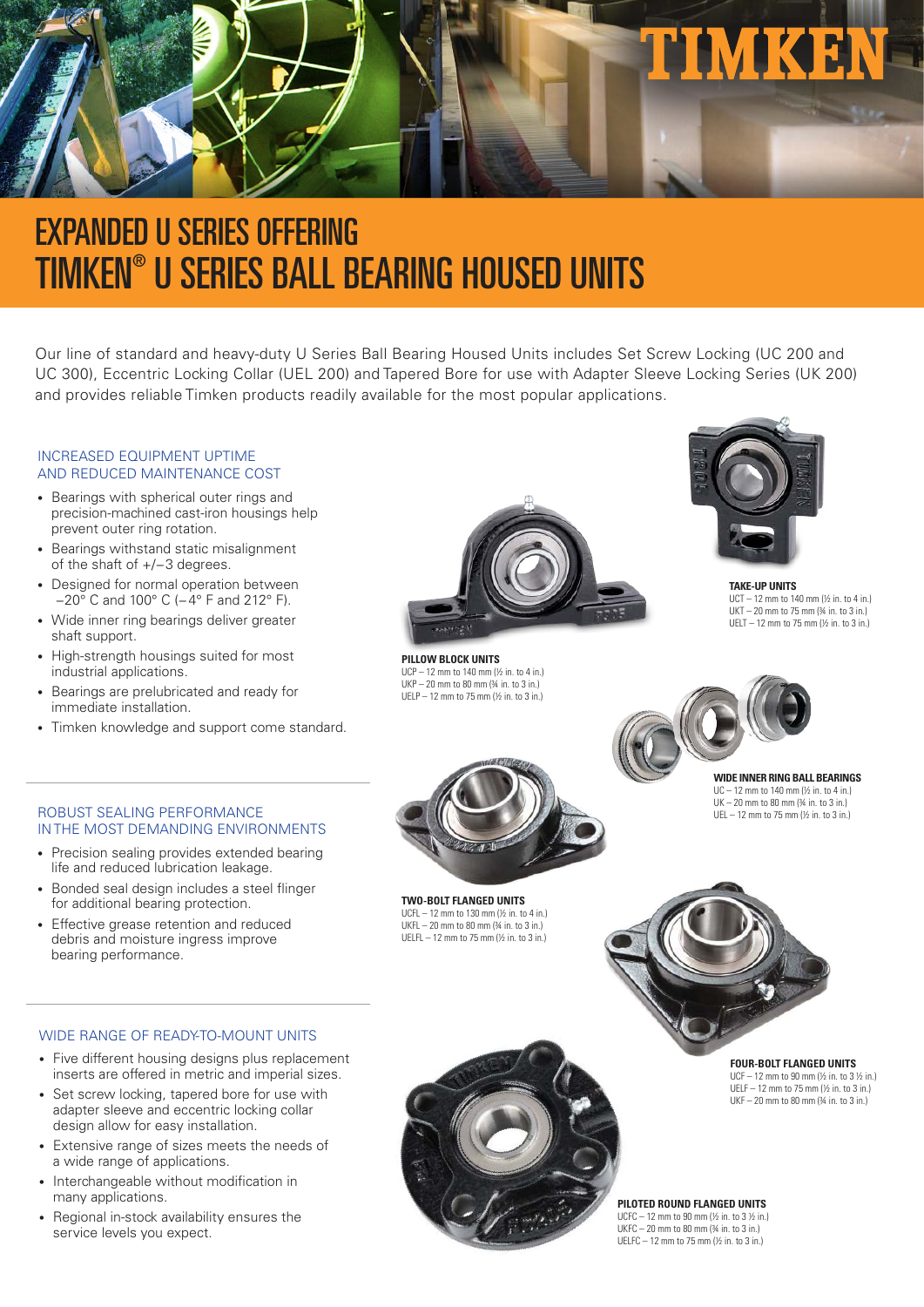TIMKEN

# EXPANDED U SERIES OFFERING
# TIMKEN® U SERIES BALL BEARING HOUSED UNITS

Our line of standard and heavy-duty U Series Ball Bearing Housed Units includes Set Screw Locking (UC 200 and UC 300), Eccentric Locking Collar (UEL 200) and Tapered Bore for use with Adapter Sleeve Locking Series (UK 200) and provides reliable Timken products readily available for the most popular applications.

## INCREASED EQUIPMENT UPTIME AND REDUCED MAINTENANCE COST

- Bearings with spherical outer rings and precision-machined cast-iron housings help prevent outer ring rotation.
- Bearings withstand static misalignment of the shaft of +/–3 degrees.
- Designed for normal operation between –20° C and 100° C (–4° F and 212° F).
- Wide inner ring bearings deliver greater shaft support.
- High-strength housings suited for most industrial applications.
- Bearings are prelubricated and ready for immediate installation.
- Timken knowledge and support come standard.

## ROBUST SEALING PERFORMANCE IN THE MOST DEMANDING ENVIRONMENTS

- Precision sealing provides extended bearing life and reduced lubrication leakage.
- Bonded seal design includes a steel flinger for additional bearing protection.
- Effective grease retention and reduced debris and moisture ingress improve bearing performance.

## WIDE RANGE OF READY-TO-MOUNT UNITS

- Five different housing designs plus replacement inserts are offered in metric and imperial sizes.
- Set screw locking, tapered bore for use with adapter sleeve and eccentric locking collar design allow for easy installation.
- Extensive range of sizes meets the needs of a wide range of applications.
- Interchangeable without modification in many applications.
- Regional in-stock availability ensures the service levels you expect.

**PILLOW BLOCK UNITS**
UCP – 12 mm to 140 mm (½ in. to 4 in.)
UKP – 20 mm to 80 mm (¾ in. to 3 in.)
UELP – 12 mm to 75 mm (½ in. to 3 in.)

**TAKE-UP UNITS**
UCT – 12 mm to 140 mm (½ in. to 4 in.)
UKT – 20 mm to 75 mm (¾ in. to 3 in.)
UELT – 12 mm to 75 mm (½ in. to 3 in.)

**WIDE INNER RING BALL BEARINGS**
UC – 12 mm to 140 mm (½ in. to 4 in.)
UK – 20 mm to 80 mm (¾ in. to 3 in.)
UEL – 12 mm to 75 mm (½ in. to 3 in.)

**TWO-BOLT FLANGED UNITS**
UCFL – 12 mm to 130 mm (½ in. to 4 in.)
UKFL – 20 mm to 80 mm (¾ in. to 3 in.)
UELFL – 12 mm to 75 mm (½ in. to 3 in.)

**FOUR-BOLT FLANGED UNITS**
UCF – 12 mm to 90 mm (½ in. to 3 ½ in.)
UELF – 12 mm to 75 mm (½ in. to 3 in.)
UKF – 20 mm to 80 mm (¾ in. to 3 in.)

**PILOTED ROUND FLANGED UNITS**
UCFC – 12 mm to 90 mm (½ in. to 3 ½ in.)
UKFC – 20 mm to 80 mm (¾ in. to 3 in.)
UELFC – 12 mm to 75 mm (½ in. to 3 in.)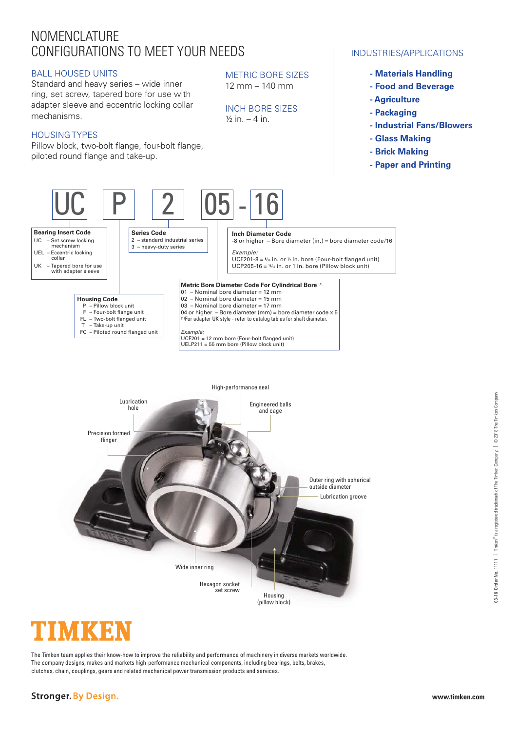# NOMENCLATURE
# CONFIGURATIONS TO MEET YOUR NEEDS

## BALL HOUSED UNITS

Standard and heavy series – wide inner ring, set screw, tapered bore for use with adapter sleeve and eccentric locking collar mechanisms.

## HOUSING TYPES

Pillow block, two-bolt flange, four-bolt flange, piloted round flange and take-up.

## METRIC BORE SIZES

12 mm – 140 mm

## INCH BORE SIZES

½ in. – 4 in.

## INDUSTRIES/APPLICATIONS

- **Materials Handling**
- **Food and Beverage**
- **Agriculture**
- **Packaging**
- **Industrial Fans/Blowers**
- **Glass Making**
- **Brick Making**
- **Paper and Printing**

UC | P | 2 | 05 - 16

**Bearing Insert Code**
- UC – Set screw locking mechanism
- UEL – Eccentric locking collar
- UK – Tapered bore for use with adapter sleeve

**Housing Code**
- P – Pillow block unit
- F – Four-bolt flange unit
- FL – Two-bolt flanged unit
- T – Take-up unit
- FC – Piloted round flanged unit

**Series Code**
- 2 – standard industrial series
- 3 – heavy-duty series

**Inch Diameter Code**

-8 or higher – Bore diameter (in.) = bore diameter code/16

*Example:*
UCF201-8 = 8⁄16 in. or ½ in. bore (Four-bolt flanged unit)
UCP205-16 = 16⁄16 in. or 1 in. bore (Pillow block unit)

**Metric Bore Diameter Code For Cylindrical Bore** [1]
- 01 – Nominal bore diameter = 12 mm
- 02 – Nominal bore diameter = 15 mm
- 03 – Nominal bore diameter = 17 mm
- 04 or higher – Bore diameter (mm) = bore diameter code x 5

[1]For adapter UK style - refer to catalog tables for shaft diameter.

*Example:*
UCF201 = 12 mm bore (Four-bolt flanged unit)
UELP211 = 55 mm bore (Pillow block unit)

High-performance seal
Lubrication hole
Engineered balls and cage
Precision formed flinger
Outer ring with spherical outside diameter
Lubrication groove
Wide inner ring
Hexagon socket set screw
Housing (pillow block)

TIMKEN

The Timken team applies their know-how to improve the reliability and performance of machinery in diverse markets worldwide. The company designs, makes and markets high-performance mechanical components, including bearings, belts, brakes, clutches, chain, couplings, gears and related mechanical power transmission products and services.

Stronger. By Design.

www.timken.com

03-18 Order No. 11111 | Timken® is a registered trademark of The Timken Company. | © 2018 The Timken Company